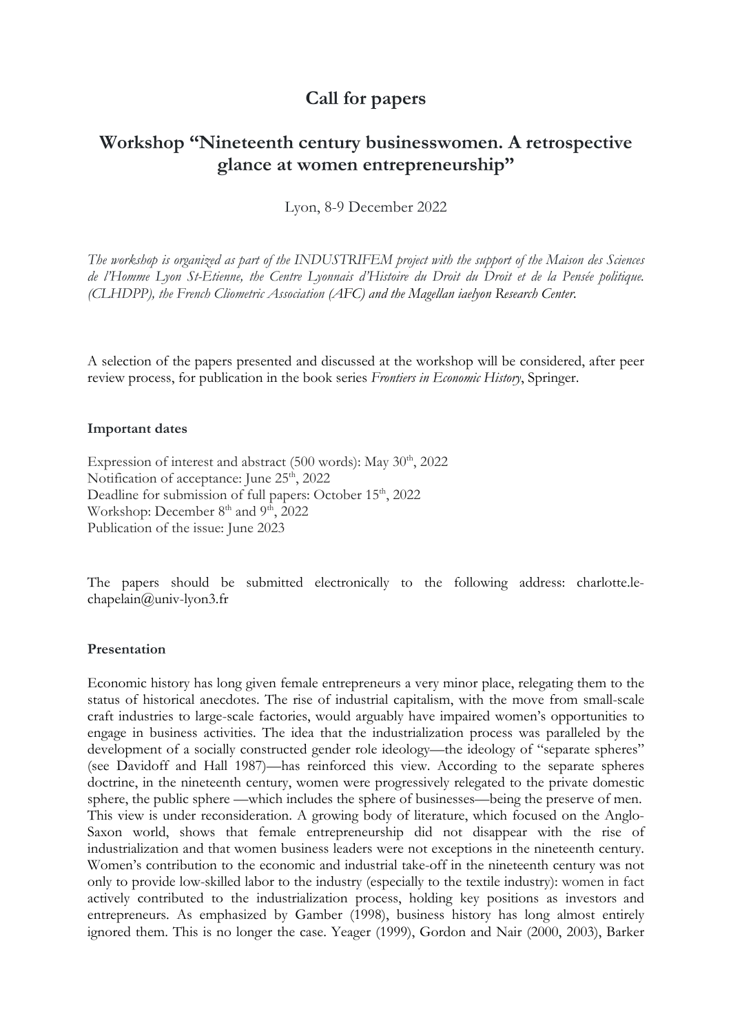# Call for papers

## Workshop "Nineteenth century businesswomen. A retrospective glance at women entrepreneurship"

Lyon, 8-9 December 2022

*The workshop is organized as part of the INDUSTRIFEM project with the support of the Maison des Sciences de l'Homme Lyon St-Etienne, the Centre Lyonnais d'Histoire du Droit du Droit et de la Pensée politique. (CLHDPP), the French Cliometric Association (AFC) and the Magellan iaelyon Research Center.*

A selection of the papers presented and discussed at the workshop will be considered, after peer review process, for publication in the book series *Frontiers in Economic History*, Springer.

**Important dates**

Expression of interest and abstract (500 words): May 30th, 2022
Notification of acceptance: June 25th, 2022
Deadline for submission of full papers: October 15th, 2022
Workshop: December 8th and 9th, 2022
Publication of the issue: June 2023

The papers should be submitted electronically to the following address: charlotte.le-chapelain@univ-lyon3.fr

**Presentation**

Economic history has long given female entrepreneurs a very minor place, relegating them to the status of historical anecdotes. The rise of industrial capitalism, with the move from small-scale craft industries to large-scale factories, would arguably have impaired women's opportunities to engage in business activities. The idea that the industrialization process was paralleled by the development of a socially constructed gender role ideology—the ideology of "separate spheres" (see Davidoff and Hall 1987)—has reinforced this view. According to the separate spheres doctrine, in the nineteenth century, women were progressively relegated to the private domestic sphere, the public sphere —which includes the sphere of businesses—being the preserve of men. This view is under reconsideration. A growing body of literature, which focused on the Anglo-Saxon world, shows that female entrepreneurship did not disappear with the rise of industrialization and that women business leaders were not exceptions in the nineteenth century. Women's contribution to the economic and industrial take-off in the nineteenth century was not only to provide low-skilled labor to the industry (especially to the textile industry): women in fact actively contributed to the industrialization process, holding key positions as investors and entrepreneurs. As emphasized by Gamber (1998), business history has long almost entirely ignored them. This is no longer the case. Yeager (1999), Gordon and Nair (2000, 2003), Barker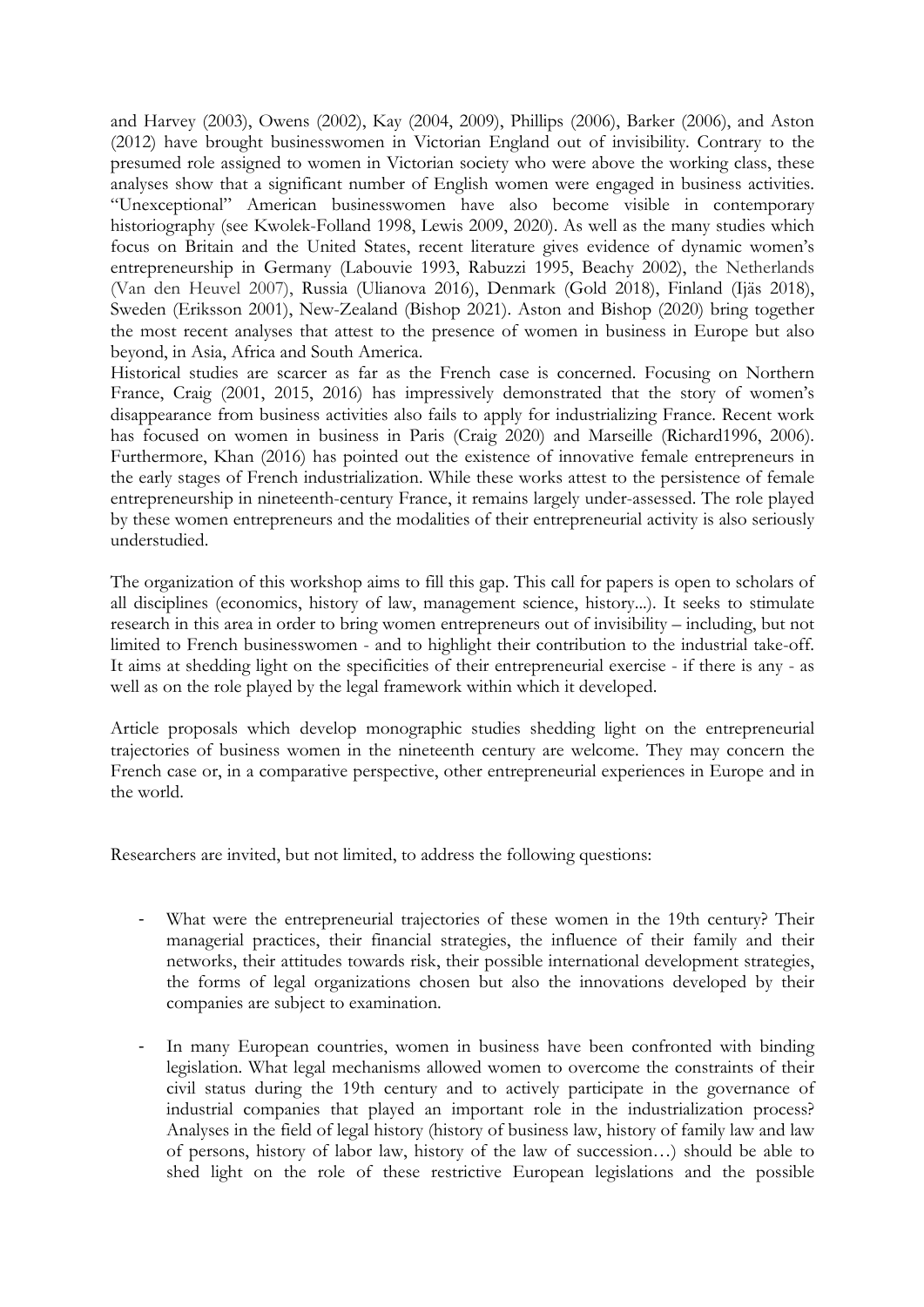and Harvey (2003), Owens (2002), Kay (2004, 2009), Phillips (2006), Barker (2006), and Aston (2012) have brought businesswomen in Victorian England out of invisibility. Contrary to the presumed role assigned to women in Victorian society who were above the working class, these analyses show that a significant number of English women were engaged in business activities. "Unexceptional" American businesswomen have also become visible in contemporary historiography (see Kwolek-Folland 1998, Lewis 2009, 2020). As well as the many studies which focus on Britain and the United States, recent literature gives evidence of dynamic women's entrepreneurship in Germany (Labouvie 1993, Rabuzzi 1995, Beachy 2002), the Netherlands (Van den Heuvel 2007), Russia (Ulianova 2016), Denmark (Gold 2018), Finland (Ijäs 2018), Sweden (Eriksson 2001), New-Zealand (Bishop 2021). Aston and Bishop (2020) bring together the most recent analyses that attest to the presence of women in business in Europe but also beyond, in Asia, Africa and South America.

Historical studies are scarcer as far as the French case is concerned. Focusing on Northern France, Craig (2001, 2015, 2016) has impressively demonstrated that the story of women's disappearance from business activities also fails to apply for industrializing France. Recent work has focused on women in business in Paris (Craig 2020) and Marseille (Richard1996, 2006). Furthermore, Khan (2016) has pointed out the existence of innovative female entrepreneurs in the early stages of French industrialization. While these works attest to the persistence of female entrepreneurship in nineteenth-century France, it remains largely under-assessed. The role played by these women entrepreneurs and the modalities of their entrepreneurial activity is also seriously understudied.

The organization of this workshop aims to fill this gap. This call for papers is open to scholars of all disciplines (economics, history of law, management science, history...). It seeks to stimulate research in this area in order to bring women entrepreneurs out of invisibility – including, but not limited to French businesswomen - and to highlight their contribution to the industrial take-off. It aims at shedding light on the specificities of their entrepreneurial exercise - if there is any - as well as on the role played by the legal framework within which it developed.

Article proposals which develop monographic studies shedding light on the entrepreneurial trajectories of business women in the nineteenth century are welcome. They may concern the French case or, in a comparative perspective, other entrepreneurial experiences in Europe and in the world.

Researchers are invited, but not limited, to address the following questions:

- What were the entrepreneurial trajectories of these women in the 19th century? Their managerial practices, their financial strategies, the influence of their family and their networks, their attitudes towards risk, their possible international development strategies, the forms of legal organizations chosen but also the innovations developed by their companies are subject to examination.

- In many European countries, women in business have been confronted with binding legislation. What legal mechanisms allowed women to overcome the constraints of their civil status during the 19th century and to actively participate in the governance of industrial companies that played an important role in the industrialization process? Analyses in the field of legal history (history of business law, history of family law and law of persons, history of labor law, history of the law of succession…) should be able to shed light on the role of these restrictive European legislations and the possible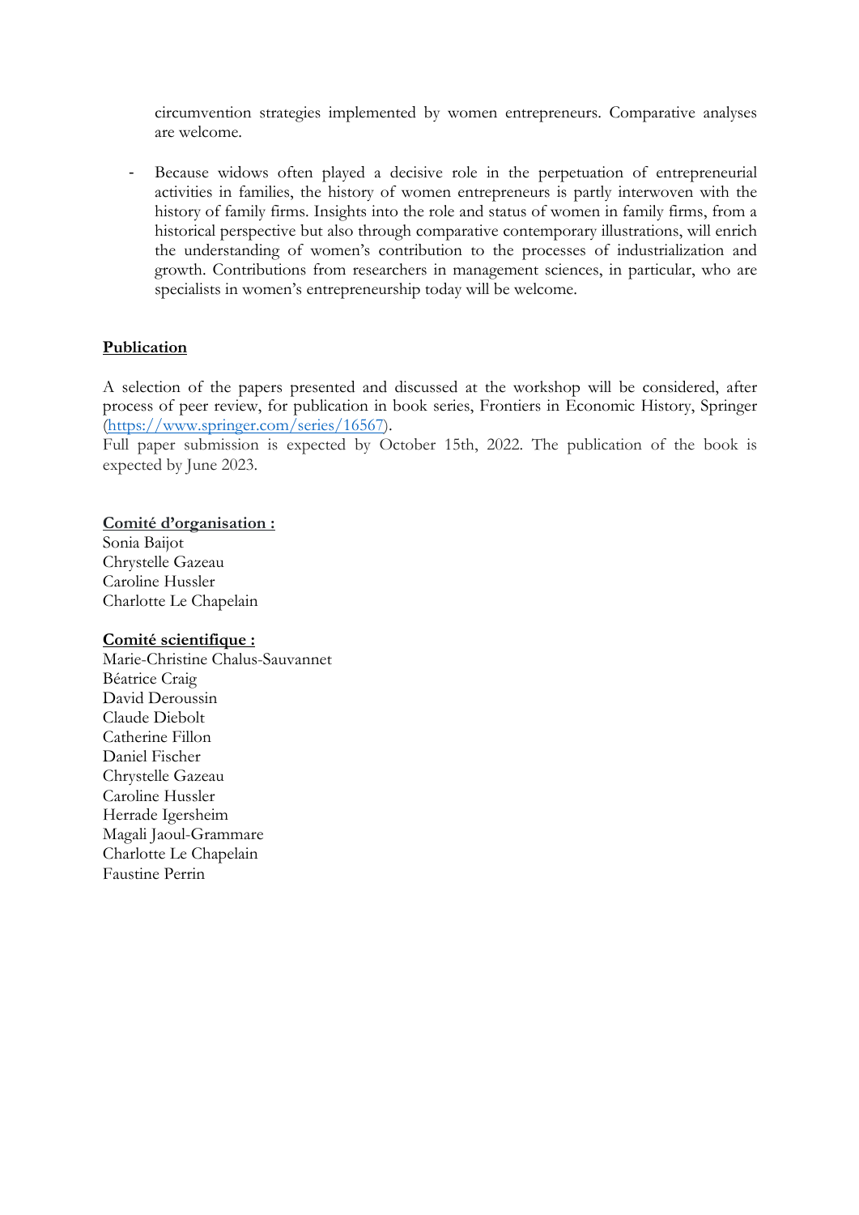circumvention strategies implemented by women entrepreneurs. Comparative analyses are welcome.

- Because widows often played a decisive role in the perpetuation of entrepreneurial activities in families, the history of women entrepreneurs is partly interwoven with the history of family firms. Insights into the role and status of women in family firms, from a historical perspective but also through comparative contemporary illustrations, will enrich the understanding of women's contribution to the processes of industrialization and growth. Contributions from researchers in management sciences, in particular, who are specialists in women's entrepreneurship today will be welcome.

**Publication**

A selection of the papers presented and discussed at the workshop will be considered, after process of peer review, for publication in book series, Frontiers in Economic History, Springer (https://www.springer.com/series/16567).
Full paper submission is expected by October 15th, 2022. The publication of the book is expected by June 2023.

**Comité d'organisation :**
Sonia Baijot
Chrystelle Gazeau
Caroline Hussler
Charlotte Le Chapelain

**Comité scientifique :**
Marie-Christine Chalus-Sauvannet
Béatrice Craig
David Deroussin
Claude Diebolt
Catherine Fillon
Daniel Fischer
Chrystelle Gazeau
Caroline Hussler
Herrade Igersheim
Magali Jaoul-Grammare
Charlotte Le Chapelain
Faustine Perrin